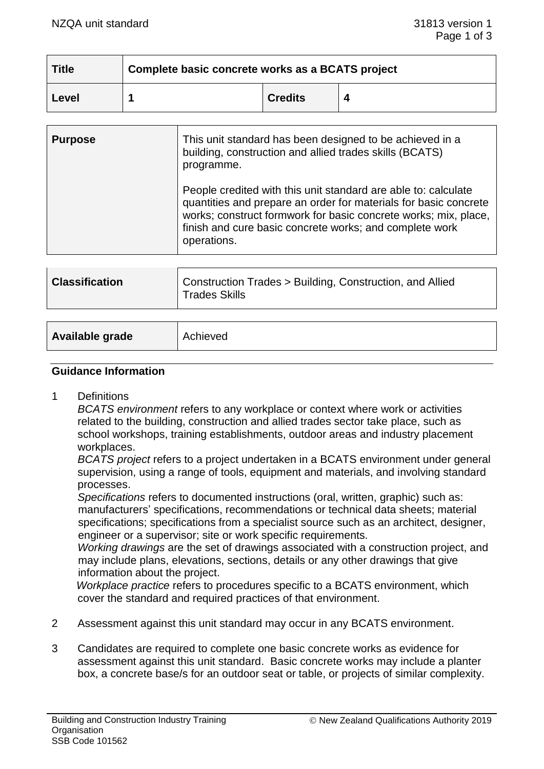| Title | Complete basic concrete works as a BCATS project | | |
|---|---|---|---|
| **Level** | **1** | **Credits** | **4** |

| Purpose | This unit standard has been designed to be achieved in a building, construction and allied trades skills (BCATS) programme.<br><br>People credited with this unit standard are able to: calculate quantities and prepare an order for materials for basic concrete works; construct formwork for basic concrete works; mix, place, finish and cure basic concrete works; and complete work operations. |
|---|---|

| Classification | Construction Trades > Building, Construction, and Allied Trades Skills |
|---|---|

| Available grade | Achieved |
|---|---|

## Guidance Information

1 Definitions

*BCATS environment* refers to any workplace or context where work or activities related to the building, construction and allied trades sector take place, such as school workshops, training establishments, outdoor areas and industry placement workplaces.

*BCATS project* refers to a project undertaken in a BCATS environment under general supervision, using a range of tools, equipment and materials, and involving standard processes.

*Specifications* refers to documented instructions (oral, written, graphic) such as: manufacturers' specifications, recommendations or technical data sheets; material specifications; specifications from a specialist source such as an architect, designer, engineer or a supervisor; site or work specific requirements.

*Working drawings* are the set of drawings associated with a construction project, and may include plans, elevations, sections, details or any other drawings that give information about the project.

*Workplace practice* refers to procedures specific to a BCATS environment, which cover the standard and required practices of that environment.

2 Assessment against this unit standard may occur in any BCATS environment.

3 Candidates are required to complete one basic concrete works as evidence for assessment against this unit standard. Basic concrete works may include a planter box, a concrete base/s for an outdoor seat or table, or projects of similar complexity.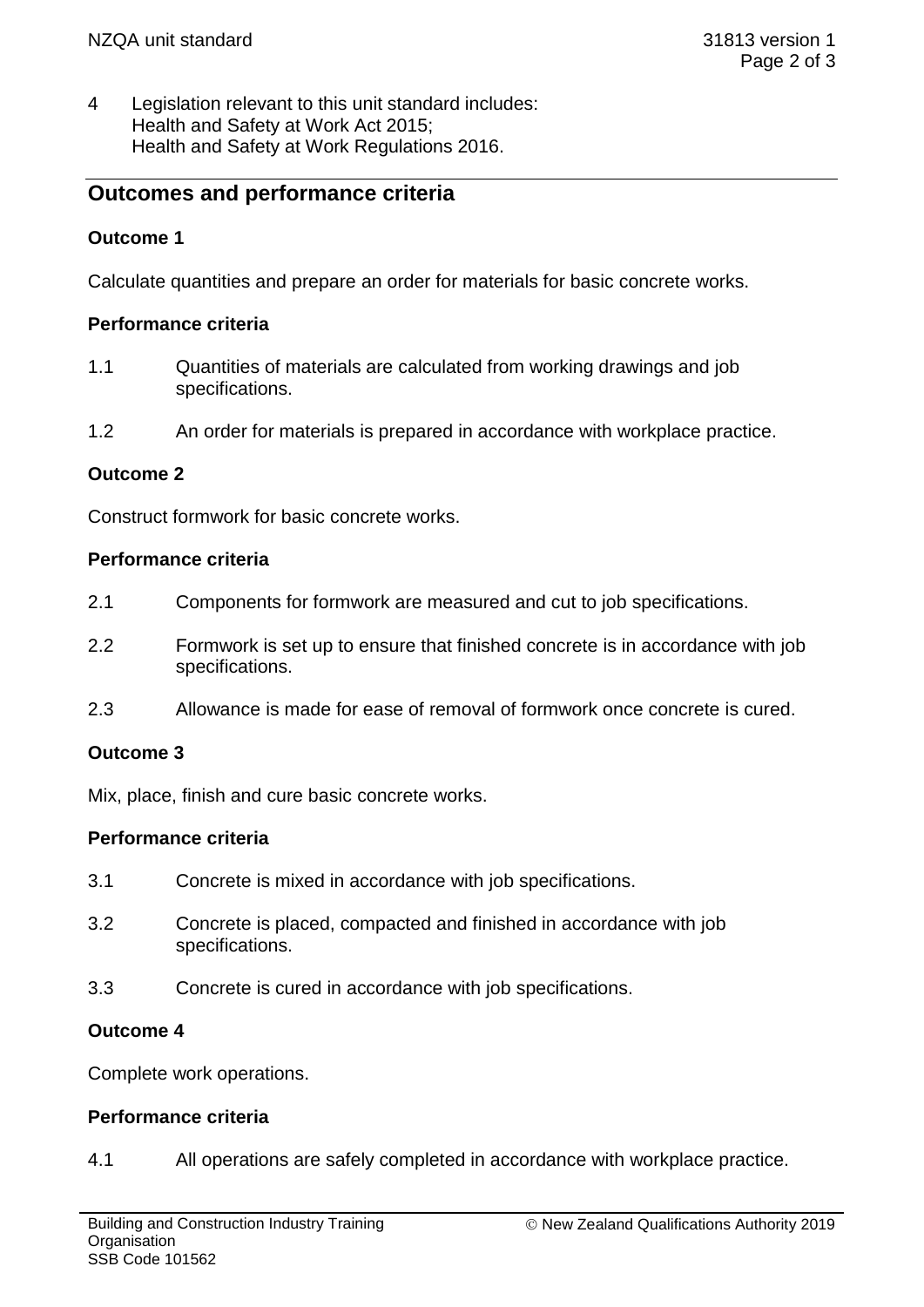4 Legislation relevant to this unit standard includes:
Health and Safety at Work Act 2015;
Health and Safety at Work Regulations 2016.

## Outcomes and performance criteria

### Outcome 1

Calculate quantities and prepare an order for materials for basic concrete works.

#### Performance criteria

1.1 Quantities of materials are calculated from working drawings and job specifications.

1.2 An order for materials is prepared in accordance with workplace practice.

### Outcome 2

Construct formwork for basic concrete works.

#### Performance criteria

2.1 Components for formwork are measured and cut to job specifications.

2.2 Formwork is set up to ensure that finished concrete is in accordance with job specifications.

2.3 Allowance is made for ease of removal of formwork once concrete is cured.

### Outcome 3

Mix, place, finish and cure basic concrete works.

#### Performance criteria

3.1 Concrete is mixed in accordance with job specifications.

3.2 Concrete is placed, compacted and finished in accordance with job specifications.

3.3 Concrete is cured in accordance with job specifications.

### Outcome 4

Complete work operations.

#### Performance criteria

4.1 All operations are safely completed in accordance with workplace practice.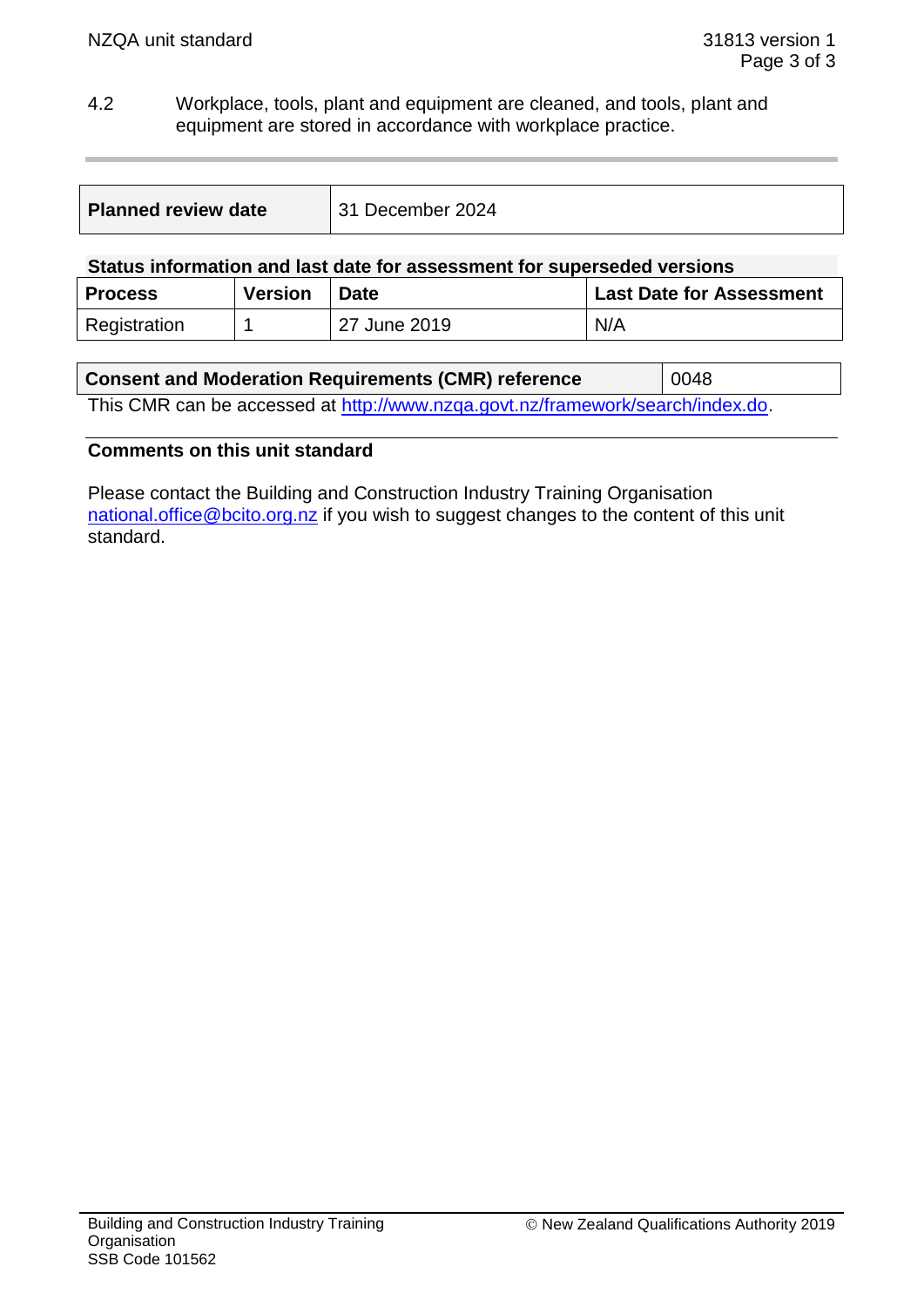4.2 Workplace, tools, plant and equipment are cleaned, and tools, plant and equipment are stored in accordance with workplace practice.

| | |
|---|---|
| **Planned review date** | 31 December 2024 |

**Status information and last date for assessment for superseded versions**

| **Process** | **Version** | **Date** | **Last Date for Assessment** |
|---|---|---|---|
| Registration | 1 | 27 June 2019 | N/A |

| | |
|---|---|
| **Consent and Moderation Requirements (CMR) reference** | 0048 |

This CMR can be accessed at http://www.nzqa.govt.nz/framework/search/index.do.

**Comments on this unit standard**

Please contact the Building and Construction Industry Training Organisation national.office@bcito.org.nz if you wish to suggest changes to the content of this unit standard.